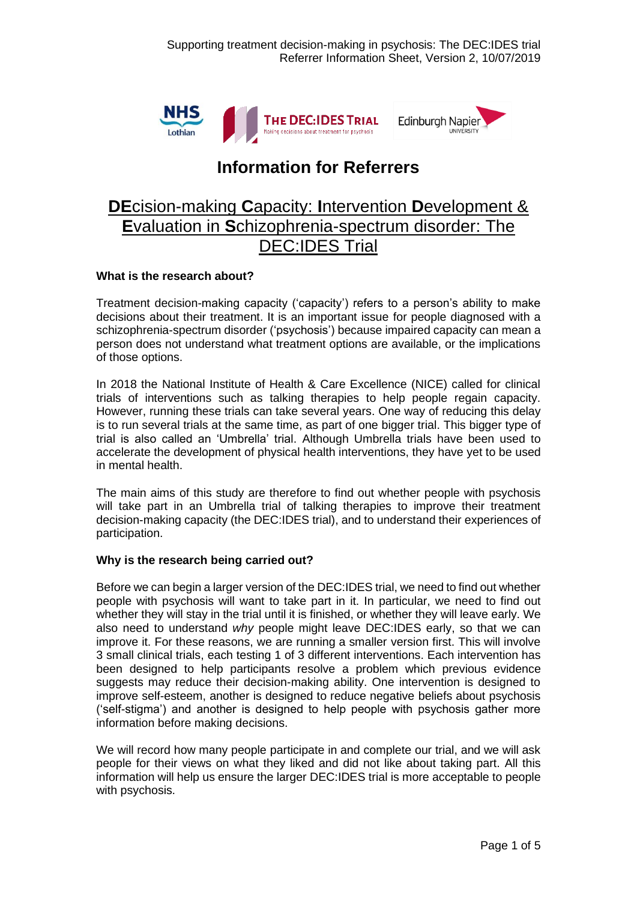# Information for Referrers

## **DE**cision-making **C**apacity: **I**ntervention **D**evelopment & **E**valuation in **S**chizophrenia-spectrum disorder: The DEC:IDES Trial

**What is the research about?**

Treatment decision-making capacity ('capacity') refers to a person's ability to make decisions about their treatment. It is an important issue for people diagnosed with a schizophrenia-spectrum disorder ('psychosis') because impaired capacity can mean a person does not understand what treatment options are available, or the implications of those options.

In 2018 the National Institute of Health & Care Excellence (NICE) called for clinical trials of interventions such as talking therapies to help people regain capacity. However, running these trials can take several years. One way of reducing this delay is to run several trials at the same time, as part of one bigger trial. This bigger type of trial is also called an 'Umbrella' trial. Although Umbrella trials have been used to accelerate the development of physical health interventions, they have yet to be used in mental health.

The main aims of this study are therefore to find out whether people with psychosis will take part in an Umbrella trial of talking therapies to improve their treatment decision-making capacity (the DEC:IDES trial), and to understand their experiences of participation.

**Why is the research being carried out?**

Before we can begin a larger version of the DEC:IDES trial, we need to find out whether people with psychosis will want to take part in it. In particular, we need to find out whether they will stay in the trial until it is finished, or whether they will leave early. We also need to understand *why* people might leave DEC:IDES early, so that we can improve it. For these reasons, we are running a smaller version first. This will involve 3 small clinical trials, each testing 1 of 3 different interventions. Each intervention has been designed to help participants resolve a problem which previous evidence suggests may reduce their decision-making ability. One intervention is designed to improve self-esteem, another is designed to reduce negative beliefs about psychosis ('self-stigma') and another is designed to help people with psychosis gather more information before making decisions.

We will record how many people participate in and complete our trial, and we will ask people for their views on what they liked and did not like about taking part. All this information will help us ensure the larger DEC:IDES trial is more acceptable to people with psychosis.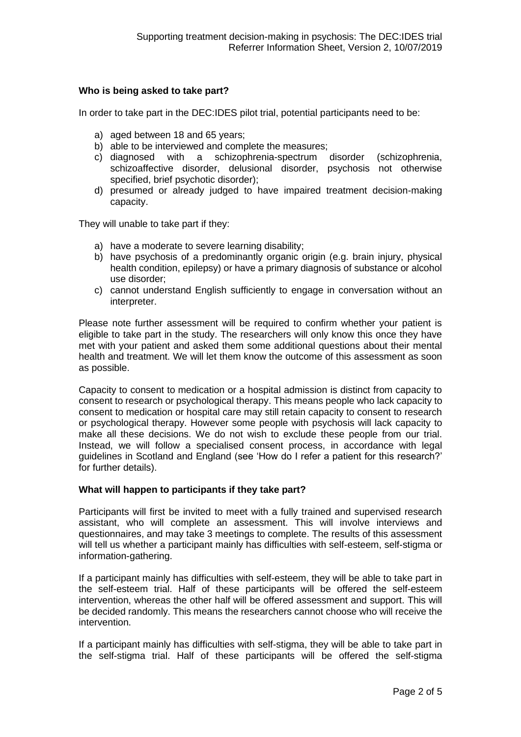### Who is being asked to take part?

In order to take part in the DEC:IDES pilot trial, potential participants need to be:

a) aged between 18 and 65 years;
b) able to be interviewed and complete the measures;
c) diagnosed with a schizophrenia-spectrum disorder (schizophrenia, schizoaffective disorder, delusional disorder, psychosis not otherwise specified, brief psychotic disorder);
d) presumed or already judged to have impaired treatment decision-making capacity.

They will unable to take part if they:

a) have a moderate to severe learning disability;
b) have psychosis of a predominantly organic origin (e.g. brain injury, physical health condition, epilepsy) or have a primary diagnosis of substance or alcohol use disorder;
c) cannot understand English sufficiently to engage in conversation without an interpreter.

Please note further assessment will be required to confirm whether your patient is eligible to take part in the study. The researchers will only know this once they have met with your patient and asked them some additional questions about their mental health and treatment. We will let them know the outcome of this assessment as soon as possible.

Capacity to consent to medication or a hospital admission is distinct from capacity to consent to research or psychological therapy. This means people who lack capacity to consent to medication or hospital care may still retain capacity to consent to research or psychological therapy. However some people with psychosis will lack capacity to make all these decisions. We do not wish to exclude these people from our trial. Instead, we will follow a specialised consent process, in accordance with legal guidelines in Scotland and England (see 'How do I refer a patient for this research?' for further details).

### What will happen to participants if they take part?

Participants will first be invited to meet with a fully trained and supervised research assistant, who will complete an assessment. This will involve interviews and questionnaires, and may take 3 meetings to complete. The results of this assessment will tell us whether a participant mainly has difficulties with self-esteem, self-stigma or information-gathering.

If a participant mainly has difficulties with self-esteem, they will be able to take part in the self-esteem trial. Half of these participants will be offered the self-esteem intervention, whereas the other half will be offered assessment and support. This will be decided randomly. This means the researchers cannot choose who will receive the intervention.

If a participant mainly has difficulties with self-stigma, they will be able to take part in the self-stigma trial. Half of these participants will be offered the self-stigma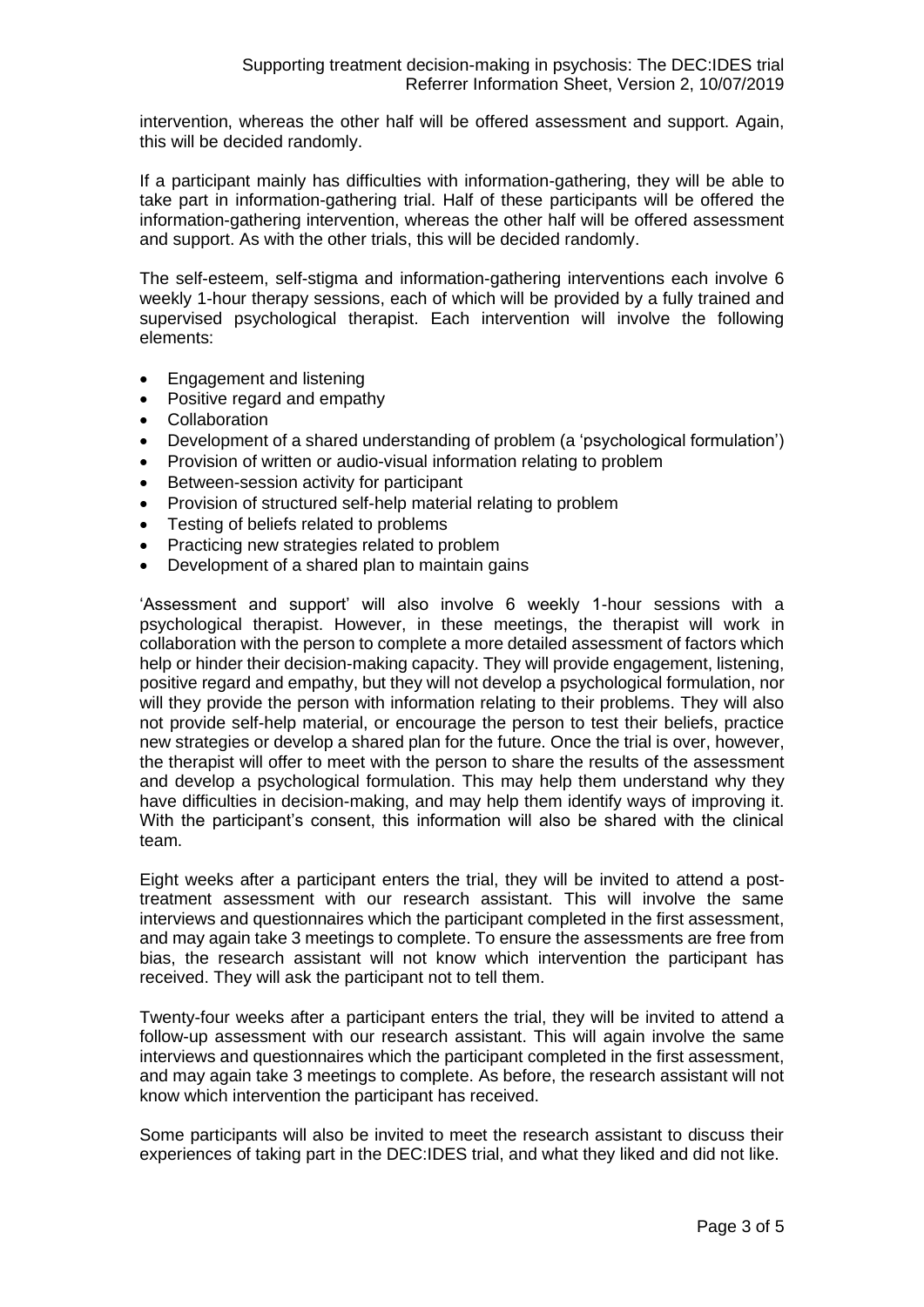intervention, whereas the other half will be offered assessment and support. Again, this will be decided randomly.

If a participant mainly has difficulties with information-gathering, they will be able to take part in information-gathering trial. Half of these participants will be offered the information-gathering intervention, whereas the other half will be offered assessment and support. As with the other trials, this will be decided randomly.

The self-esteem, self-stigma and information-gathering interventions each involve 6 weekly 1-hour therapy sessions, each of which will be provided by a fully trained and supervised psychological therapist. Each intervention will involve the following elements:

- Engagement and listening
- Positive regard and empathy
- Collaboration
- Development of a shared understanding of problem (a 'psychological formulation')
- Provision of written or audio-visual information relating to problem
- Between-session activity for participant
- Provision of structured self-help material relating to problem
- Testing of beliefs related to problems
- Practicing new strategies related to problem
- Development of a shared plan to maintain gains

'Assessment and support' will also involve 6 weekly 1-hour sessions with a psychological therapist. However, in these meetings, the therapist will work in collaboration with the person to complete a more detailed assessment of factors which help or hinder their decision-making capacity. They will provide engagement, listening, positive regard and empathy, but they will not develop a psychological formulation, nor will they provide the person with information relating to their problems. They will also not provide self-help material, or encourage the person to test their beliefs, practice new strategies or develop a shared plan for the future. Once the trial is over, however, the therapist will offer to meet with the person to share the results of the assessment and develop a psychological formulation. This may help them understand why they have difficulties in decision-making, and may help them identify ways of improving it. With the participant's consent, this information will also be shared with the clinical team.

Eight weeks after a participant enters the trial, they will be invited to attend a post-treatment assessment with our research assistant. This will involve the same interviews and questionnaires which the participant completed in the first assessment, and may again take 3 meetings to complete. To ensure the assessments are free from bias, the research assistant will not know which intervention the participant has received. They will ask the participant not to tell them.

Twenty-four weeks after a participant enters the trial, they will be invited to attend a follow-up assessment with our research assistant. This will again involve the same interviews and questionnaires which the participant completed in the first assessment, and may again take 3 meetings to complete. As before, the research assistant will not know which intervention the participant has received.

Some participants will also be invited to meet the research assistant to discuss their experiences of taking part in the DEC:IDES trial, and what they liked and did not like.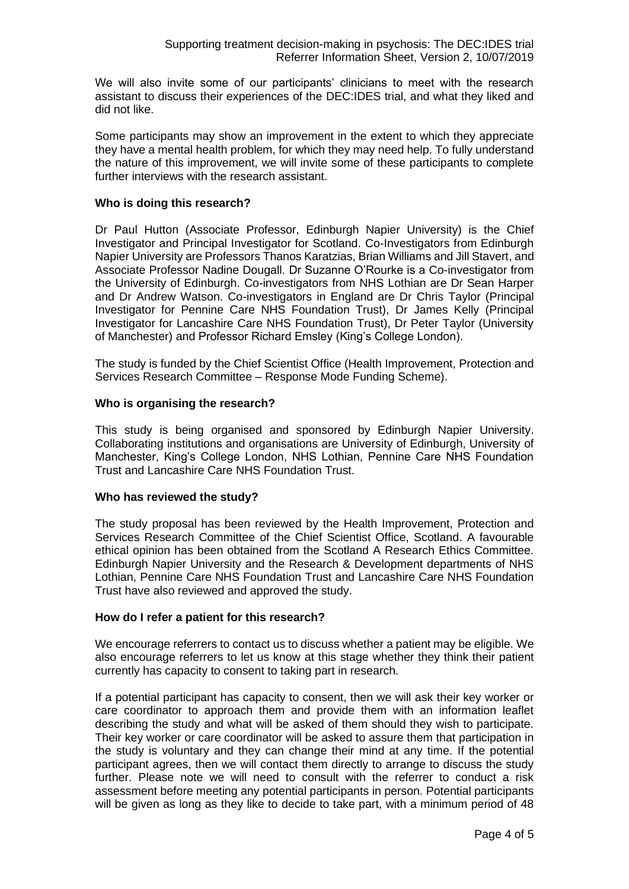We will also invite some of our participants' clinicians to meet with the research assistant to discuss their experiences of the DEC:IDES trial, and what they liked and did not like.

Some participants may show an improvement in the extent to which they appreciate they have a mental health problem, for which they may need help. To fully understand the nature of this improvement, we will invite some of these participants to complete further interviews with the research assistant.

### Who is doing this research?

Dr Paul Hutton (Associate Professor, Edinburgh Napier University) is the Chief Investigator and Principal Investigator for Scotland. Co-Investigators from Edinburgh Napier University are Professors Thanos Karatzias, Brian Williams and Jill Stavert, and Associate Professor Nadine Dougall. Dr Suzanne O'Rourke is a Co-investigator from the University of Edinburgh. Co-investigators from NHS Lothian are Dr Sean Harper and Dr Andrew Watson. Co-investigators in England are Dr Chris Taylor (Principal Investigator for Pennine Care NHS Foundation Trust), Dr James Kelly (Principal Investigator for Lancashire Care NHS Foundation Trust), Dr Peter Taylor (University of Manchester) and Professor Richard Emsley (King's College London).

The study is funded by the Chief Scientist Office (Health Improvement, Protection and Services Research Committee – Response Mode Funding Scheme).

### Who is organising the research?

This study is being organised and sponsored by Edinburgh Napier University. Collaborating institutions and organisations are University of Edinburgh, University of Manchester, King's College London, NHS Lothian, Pennine Care NHS Foundation Trust and Lancashire Care NHS Foundation Trust.

### Who has reviewed the study?

The study proposal has been reviewed by the Health Improvement, Protection and Services Research Committee of the Chief Scientist Office, Scotland. A favourable ethical opinion has been obtained from the Scotland A Research Ethics Committee. Edinburgh Napier University and the Research & Development departments of NHS Lothian, Pennine Care NHS Foundation Trust and Lancashire Care NHS Foundation Trust have also reviewed and approved the study.

### How do I refer a patient for this research?

We encourage referrers to contact us to discuss whether a patient may be eligible. We also encourage referrers to let us know at this stage whether they think their patient currently has capacity to consent to taking part in research.

If a potential participant has capacity to consent, then we will ask their key worker or care coordinator to approach them and provide them with an information leaflet describing the study and what will be asked of them should they wish to participate. Their key worker or care coordinator will be asked to assure them that participation in the study is voluntary and they can change their mind at any time. If the potential participant agrees, then we will contact them directly to arrange to discuss the study further. Please note we will need to consult with the referrer to conduct a risk assessment before meeting any potential participants in person. Potential participants will be given as long as they like to decide to take part, with a minimum period of 48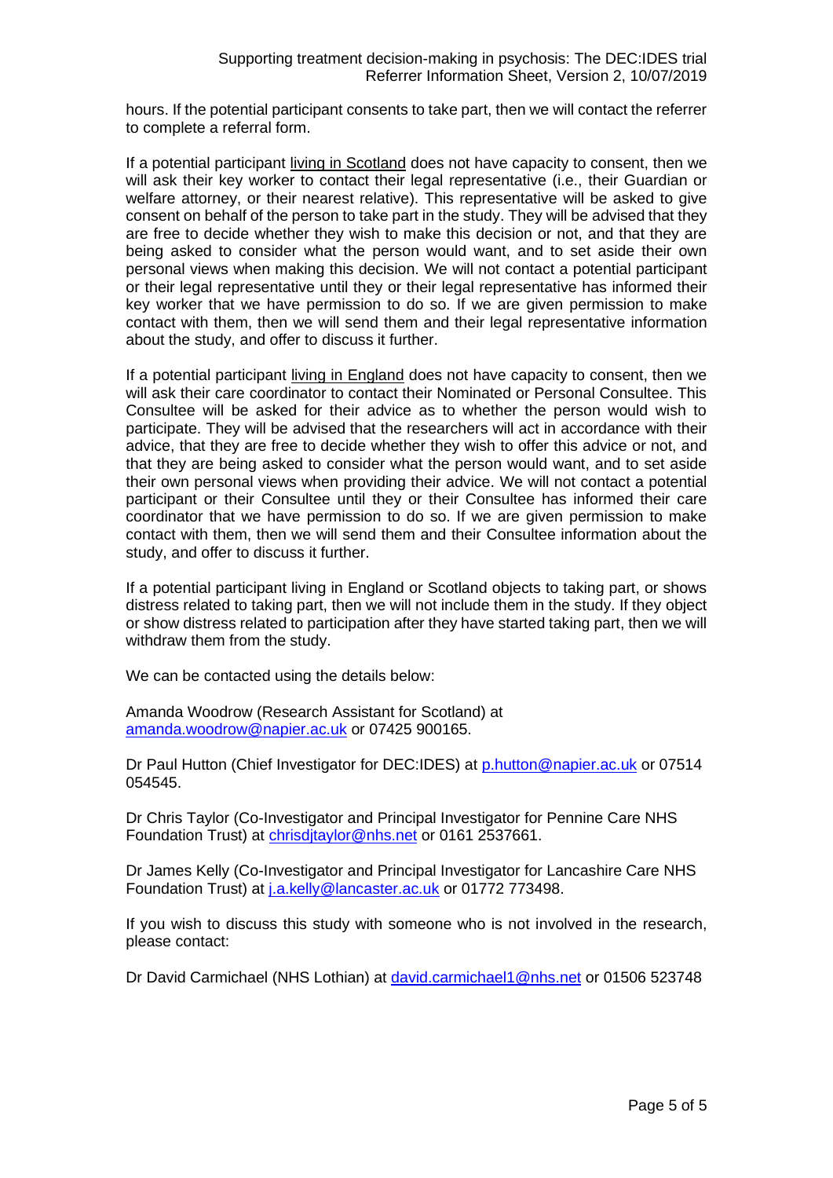hours. If the potential participant consents to take part, then we will contact the referrer to complete a referral form.

If a potential participant living in Scotland does not have capacity to consent, then we will ask their key worker to contact their legal representative (i.e., their Guardian or welfare attorney, or their nearest relative). This representative will be asked to give consent on behalf of the person to take part in the study. They will be advised that they are free to decide whether they wish to make this decision or not, and that they are being asked to consider what the person would want, and to set aside their own personal views when making this decision. We will not contact a potential participant or their legal representative until they or their legal representative has informed their key worker that we have permission to do so. If we are given permission to make contact with them, then we will send them and their legal representative information about the study, and offer to discuss it further.

If a potential participant living in England does not have capacity to consent, then we will ask their care coordinator to contact their Nominated or Personal Consultee. This Consultee will be asked for their advice as to whether the person would wish to participate. They will be advised that the researchers will act in accordance with their advice, that they are free to decide whether they wish to offer this advice or not, and that they are being asked to consider what the person would want, and to set aside their own personal views when providing their advice. We will not contact a potential participant or their Consultee until they or their Consultee has informed their care coordinator that we have permission to do so. If we are given permission to make contact with them, then we will send them and their Consultee information about the study, and offer to discuss it further.

If a potential participant living in England or Scotland objects to taking part, or shows distress related to taking part, then we will not include them in the study. If they object or show distress related to participation after they have started taking part, then we will withdraw them from the study.

We can be contacted using the details below:

Amanda Woodrow (Research Assistant for Scotland) at amanda.woodrow@napier.ac.uk or 07425 900165.

Dr Paul Hutton (Chief Investigator for DEC:IDES) at p.hutton@napier.ac.uk or 07514 054545.

Dr Chris Taylor (Co-Investigator and Principal Investigator for Pennine Care NHS Foundation Trust) at chrisdjtaylor@nhs.net or 0161 2537661.

Dr James Kelly (Co-Investigator and Principal Investigator for Lancashire Care NHS Foundation Trust) at j.a.kelly@lancaster.ac.uk or 01772 773498.

If you wish to discuss this study with someone who is not involved in the research, please contact:

Dr David Carmichael (NHS Lothian) at david.carmichael1@nhs.net or 01506 523748